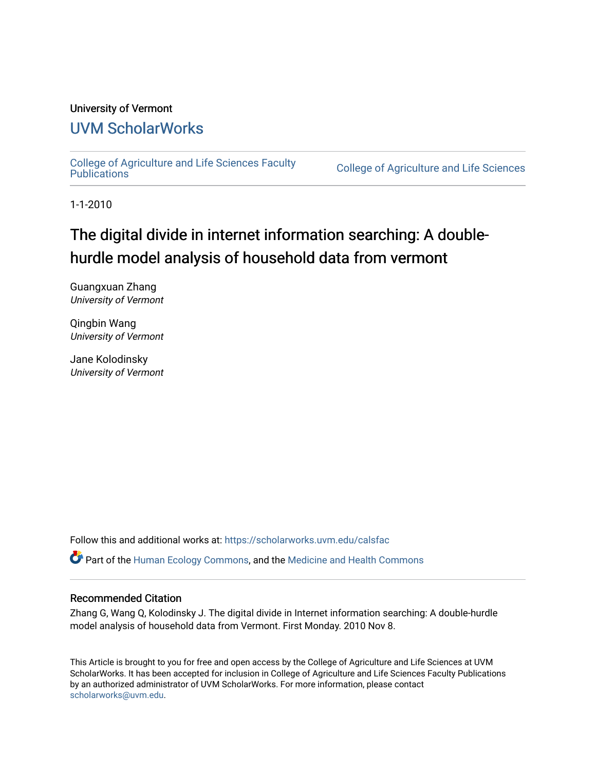University of Vermont

# UVM ScholarWorks

College of Agriculture and Life Sciences Faculty Publications | College of Agriculture and Life Sciences

1-1-2010

## The digital divide in internet information searching: A double-hurdle model analysis of household data from vermont

Guangxuan Zhang
*University of Vermont*

Qingbin Wang
*University of Vermont*

Jane Kolodinsky
*University of Vermont*

Follow this and additional works at: https://scholarworks.uvm.edu/calsfac

Part of the Human Ecology Commons, and the Medicine and Health Commons

### Recommended Citation

Zhang G, Wang Q, Kolodinsky J. The digital divide in Internet information searching: A double-hurdle model analysis of household data from Vermont. First Monday. 2010 Nov 8.

This Article is brought to you for free and open access by the College of Agriculture and Life Sciences at UVM ScholarWorks. It has been accepted for inclusion in College of Agriculture and Life Sciences Faculty Publications by an authorized administrator of UVM ScholarWorks. For more information, please contact scholarworks@uvm.edu.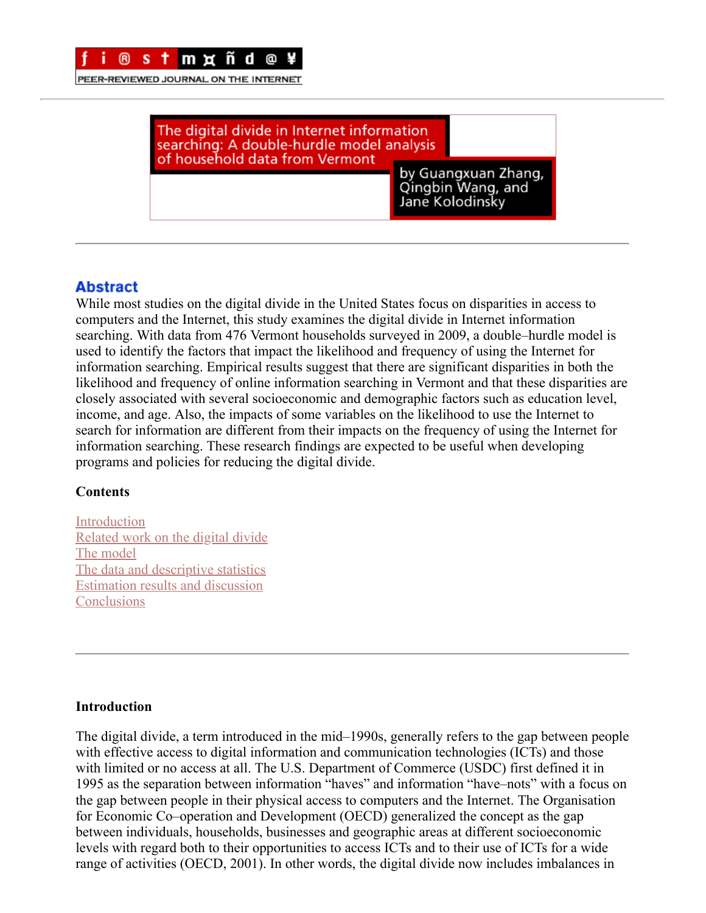# The digital divide in Internet information searching: A double-hurdle model analysis of household data from Vermont

by Guangxuan Zhang, Qingbin Wang, and Jane Kolodinsky

## Abstract

While most studies on the digital divide in the United States focus on disparities in access to computers and the Internet, this study examines the digital divide in Internet information searching. With data from 476 Vermont households surveyed in 2009, a double–hurdle model is used to identify the factors that impact the likelihood and frequency of using the Internet for information searching. Empirical results suggest that there are significant disparities in both the likelihood and frequency of online information searching in Vermont and that these disparities are closely associated with several socioeconomic and demographic factors such as education level, income, and age. Also, the impacts of some variables on the likelihood to use the Internet to search for information are different from their impacts on the frequency of using the Internet for information searching. These research findings are expected to be useful when developing programs and policies for reducing the digital divide.

**Contents**

Introduction
Related work on the digital divide
The model
The data and descriptive statistics
Estimation results and discussion
Conclusions

**Introduction**

The digital divide, a term introduced in the mid–1990s, generally refers to the gap between people with effective access to digital information and communication technologies (ICTs) and those with limited or no access at all. The U.S. Department of Commerce (USDC) first defined it in 1995 as the separation between information "haves" and information "have–nots" with a focus on the gap between people in their physical access to computers and the Internet. The Organisation for Economic Co–operation and Development (OECD) generalized the concept as the gap between individuals, households, businesses and geographic areas at different socioeconomic levels with regard both to their opportunities to access ICTs and to their use of ICTs for a wide range of activities (OECD, 2001). In other words, the digital divide now includes imbalances in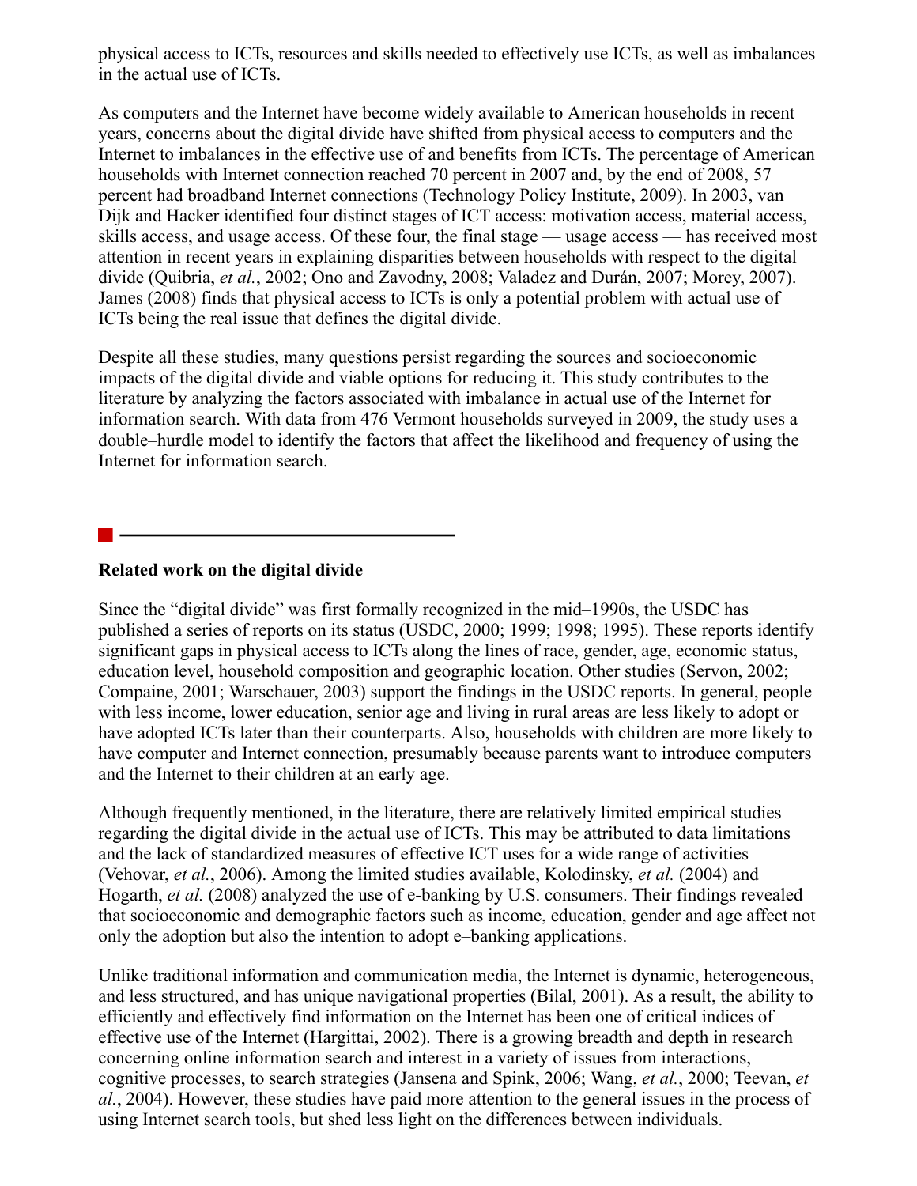physical access to ICTs, resources and skills needed to effectively use ICTs, as well as imbalances in the actual use of ICTs.

As computers and the Internet have become widely available to American households in recent years, concerns about the digital divide have shifted from physical access to computers and the Internet to imbalances in the effective use of and benefits from ICTs. The percentage of American households with Internet connection reached 70 percent in 2007 and, by the end of 2008, 57 percent had broadband Internet connections (Technology Policy Institute, 2009). In 2003, van Dijk and Hacker identified four distinct stages of ICT access: motivation access, material access, skills access, and usage access. Of these four, the final stage — usage access — has received most attention in recent years in explaining disparities between households with respect to the digital divide (Quibria, *et al.*, 2002; Ono and Zavodny, 2008; Valadez and Durán, 2007; Morey, 2007). James (2008) finds that physical access to ICTs is only a potential problem with actual use of ICTs being the real issue that defines the digital divide.

Despite all these studies, many questions persist regarding the sources and socioeconomic impacts of the digital divide and viable options for reducing it. This study contributes to the literature by analyzing the factors associated with imbalance in actual use of the Internet for information search. With data from 476 Vermont households surveyed in 2009, the study uses a double–hurdle model to identify the factors that affect the likelihood and frequency of using the Internet for information search.

## Related work on the digital divide

Since the "digital divide" was first formally recognized in the mid–1990s, the USDC has published a series of reports on its status (USDC, 2000; 1999; 1998; 1995). These reports identify significant gaps in physical access to ICTs along the lines of race, gender, age, economic status, education level, household composition and geographic location. Other studies (Servon, 2002; Compaine, 2001; Warschauer, 2003) support the findings in the USDC reports. In general, people with less income, lower education, senior age and living in rural areas are less likely to adopt or have adopted ICTs later than their counterparts. Also, households with children are more likely to have computer and Internet connection, presumably because parents want to introduce computers and the Internet to their children at an early age.

Although frequently mentioned, in the literature, there are relatively limited empirical studies regarding the digital divide in the actual use of ICTs. This may be attributed to data limitations and the lack of standardized measures of effective ICT uses for a wide range of activities (Vehovar, *et al.*, 2006). Among the limited studies available, Kolodinsky, *et al.* (2004) and Hogarth, *et al.* (2008) analyzed the use of e-banking by U.S. consumers. Their findings revealed that socioeconomic and demographic factors such as income, education, gender and age affect not only the adoption but also the intention to adopt e–banking applications.

Unlike traditional information and communication media, the Internet is dynamic, heterogeneous, and less structured, and has unique navigational properties (Bilal, 2001). As a result, the ability to efficiently and effectively find information on the Internet has been one of critical indices of effective use of the Internet (Hargittai, 2002). There is a growing breadth and depth in research concerning online information search and interest in a variety of issues from interactions, cognitive processes, to search strategies (Jansena and Spink, 2006; Wang, *et al.*, 2000; Teevan, *et al.*, 2004). However, these studies have paid more attention to the general issues in the process of using Internet search tools, but shed less light on the differences between individuals.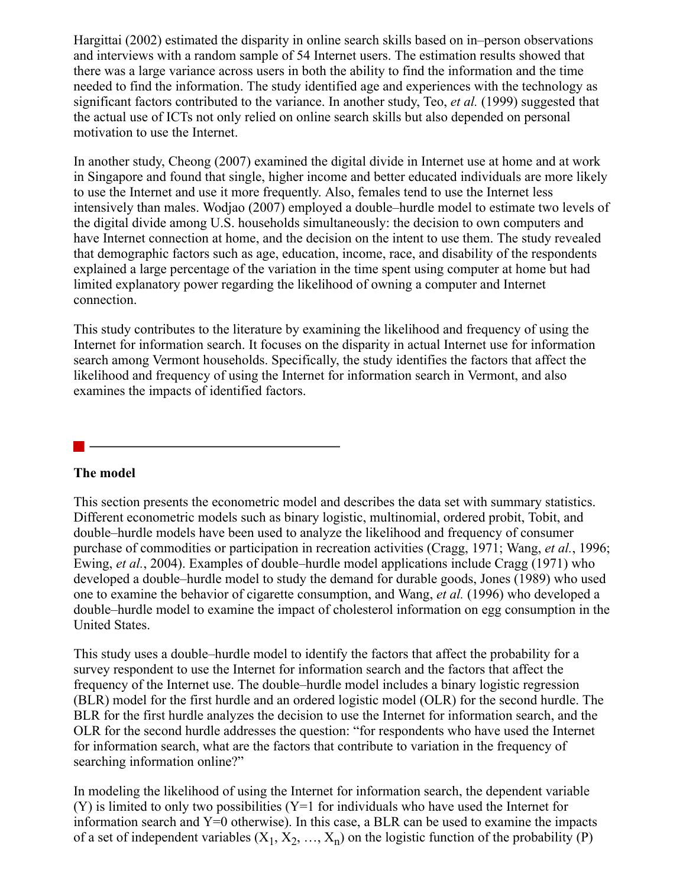Hargittai (2002) estimated the disparity in online search skills based on in–person observations and interviews with a random sample of 54 Internet users. The estimation results showed that there was a large variance across users in both the ability to find the information and the time needed to find the information. The study identified age and experiences with the technology as significant factors contributed to the variance. In another study, Teo, *et al.* (1999) suggested that the actual use of ICTs not only relied on online search skills but also depended on personal motivation to use the Internet.

In another study, Cheong (2007) examined the digital divide in Internet use at home and at work in Singapore and found that single, higher income and better educated individuals are more likely to use the Internet and use it more frequently. Also, females tend to use the Internet less intensively than males. Wodjao (2007) employed a double–hurdle model to estimate two levels of the digital divide among U.S. households simultaneously: the decision to own computers and have Internet connection at home, and the decision on the intent to use them. The study revealed that demographic factors such as age, education, income, race, and disability of the respondents explained a large percentage of the variation in the time spent using computer at home but had limited explanatory power regarding the likelihood of owning a computer and Internet connection.

This study contributes to the literature by examining the likelihood and frequency of using the Internet for information search. It focuses on the disparity in actual Internet use for information search among Vermont households. Specifically, the study identifies the factors that affect the likelihood and frequency of using the Internet for information search in Vermont, and also examines the impacts of identified factors.

## The model

This section presents the econometric model and describes the data set with summary statistics. Different econometric models such as binary logistic, multinomial, ordered probit, Tobit, and double–hurdle models have been used to analyze the likelihood and frequency of consumer purchase of commodities or participation in recreation activities (Cragg, 1971; Wang, *et al.*, 1996; Ewing, *et al.*, 2004). Examples of double–hurdle model applications include Cragg (1971) who developed a double–hurdle model to study the demand for durable goods, Jones (1989) who used one to examine the behavior of cigarette consumption, and Wang, *et al.* (1996) who developed a double–hurdle model to examine the impact of cholesterol information on egg consumption in the United States.

This study uses a double–hurdle model to identify the factors that affect the probability for a survey respondent to use the Internet for information search and the factors that affect the frequency of the Internet use. The double–hurdle model includes a binary logistic regression (BLR) model for the first hurdle and an ordered logistic model (OLR) for the second hurdle. The BLR for the first hurdle analyzes the decision to use the Internet for information search, and the OLR for the second hurdle addresses the question: "for respondents who have used the Internet for information search, what are the factors that contribute to variation in the frequency of searching information online?"

In modeling the likelihood of using the Internet for information search, the dependent variable (Y) is limited to only two possibilities (Y=1 for individuals who have used the Internet for information search and Y=0 otherwise). In this case, a BLR can be used to examine the impacts of a set of independent variables ($X_1$, $X_2$, …, $X_n$) on the logistic function of the probability (P)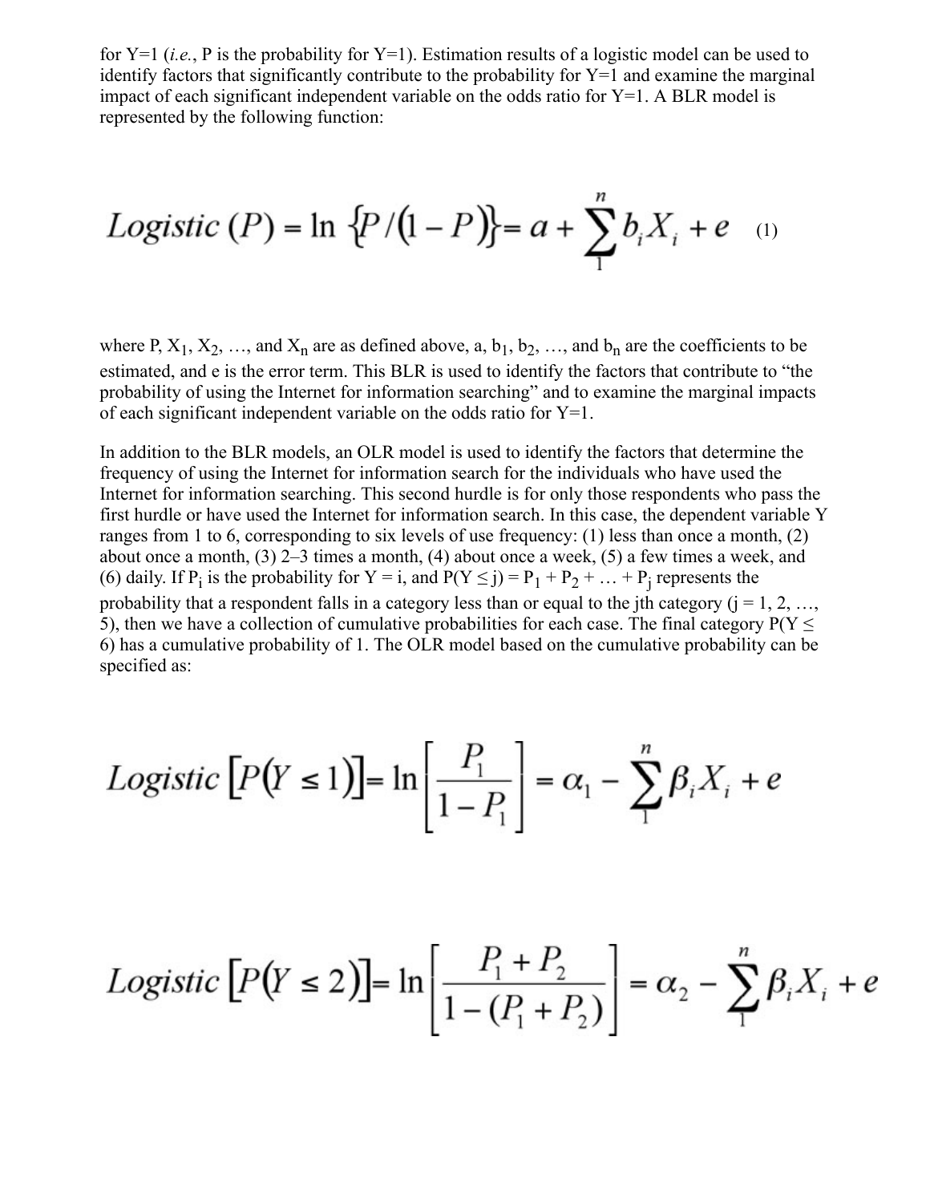for Y=1 (*i.e.*, P is the probability for Y=1). Estimation results of a logistic model can be used to identify factors that significantly contribute to the probability for Y=1 and examine the marginal impact of each significant independent variable on the odds ratio for Y=1. A BLR model is represented by the following function:

$$Logistic\ (P) = \ln \{P/(1-P)\} = a + \sum_{1}^{n} b_i X_i + e \quad (1)$$

where P, $X_1$, $X_2$, …, and $X_n$ are as defined above, a, $b_1$, $b_2$, …, and $b_n$ are the coefficients to be estimated, and e is the error term. This BLR is used to identify the factors that contribute to "the probability of using the Internet for information searching" and to examine the marginal impacts of each significant independent variable on the odds ratio for Y=1.

In addition to the BLR models, an OLR model is used to identify the factors that determine the frequency of using the Internet for information search for the individuals who have used the Internet for information searching. This second hurdle is for only those respondents who pass the first hurdle or have used the Internet for information search. In this case, the dependent variable Y ranges from 1 to 6, corresponding to six levels of use frequency: (1) less than once a month, (2) about once a month, (3) 2–3 times a month, (4) about once a week, (5) a few times a week, and (6) daily. If $P_i$ is the probability for Y = i, and $P(Y \leq j) = P_1 + P_2 + \ldots + P_j$ represents the probability that a respondent falls in a category less than or equal to the jth category (j = 1, 2, …, 5), then we have a collection of cumulative probabilities for each case. The final category $P(Y \leq 6)$ has a cumulative probability of 1. The OLR model based on the cumulative probability can be specified as:

$$Logistic\ [P(Y \leq 1)] = \ln\left[\frac{P_1}{1-P_1}\right] = \alpha_1 - \sum_{1}^{n} \beta_i X_i + e$$

$$Logistic\ [P(Y \leq 2)] = \ln\left[\frac{P_1 + P_2}{1-(P_1 + P_2)}\right] = \alpha_2 - \sum_{1}^{n} \beta_i X_i + e$$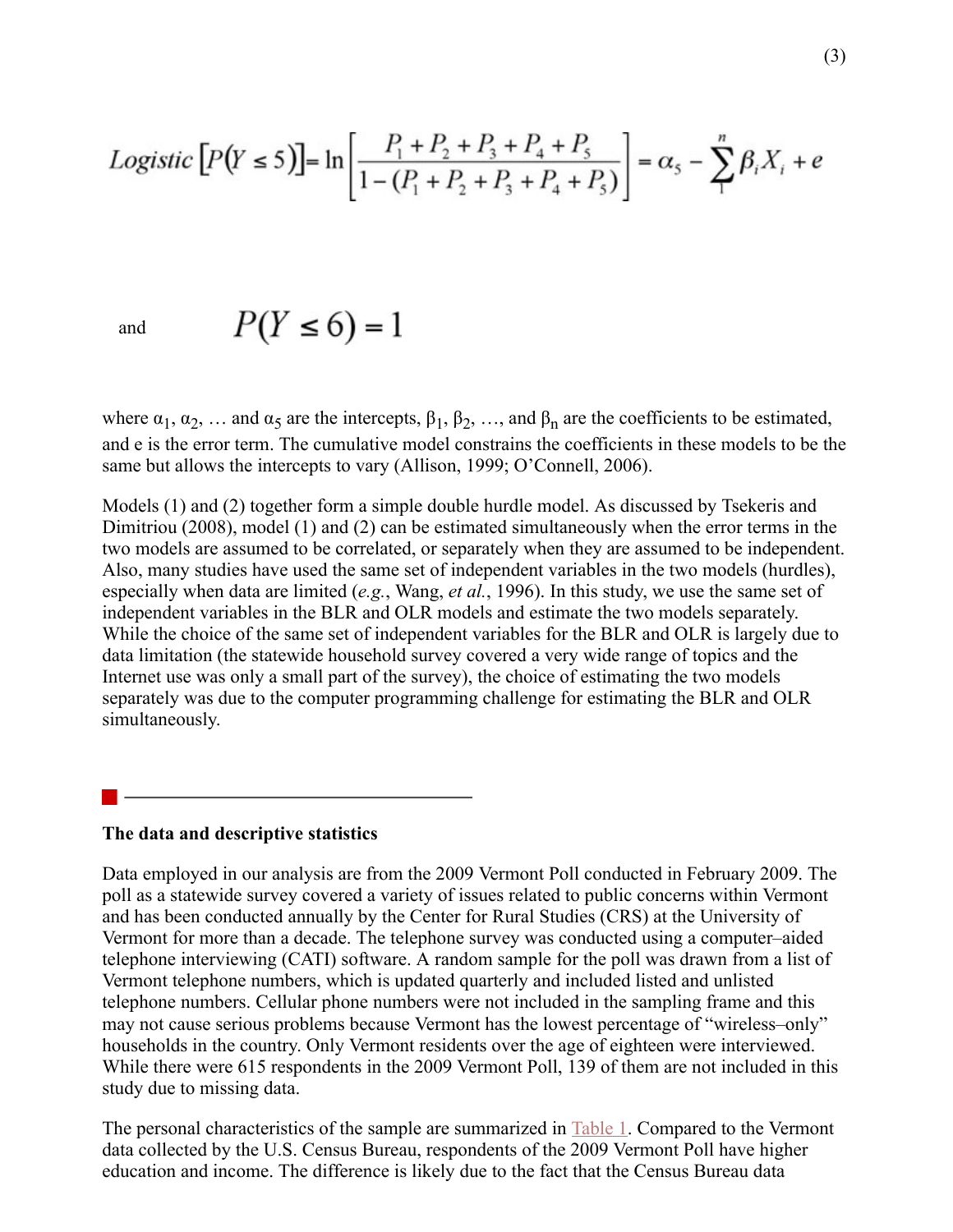(3)

$$Logistic\left[P(Y \leq 5)\right] = \ln\left[\frac{P_1 + P_2 + P_3 + P_4 + P_5}{1 - (P_1 + P_2 + P_3 + P_4 + P_5)}\right] = \alpha_5 - \sum_{1}^{n} \beta_i X_i + e$$

and $$P(Y \leq 6) = 1$$

where $\alpha_1$, $\alpha_2$, … and $\alpha_5$ are the intercepts, $\beta_1$, $\beta_2$, …, and $\beta_n$ are the coefficients to be estimated, and e is the error term. The cumulative model constrains the coefficients in these models to be the same but allows the intercepts to vary (Allison, 1999; O'Connell, 2006).

Models (1) and (2) together form a simple double hurdle model. As discussed by Tsekeris and Dimitriou (2008), model (1) and (2) can be estimated simultaneously when the error terms in the two models are assumed to be correlated, or separately when they are assumed to be independent. Also, many studies have used the same set of independent variables in the two models (hurdles), especially when data are limited (*e.g.*, Wang, *et al.*, 1996). In this study, we use the same set of independent variables in the BLR and OLR models and estimate the two models separately. While the choice of the same set of independent variables for the BLR and OLR is largely due to data limitation (the statewide household survey covered a very wide range of topics and the Internet use was only a small part of the survey), the choice of estimating the two models separately was due to the computer programming challenge for estimating the BLR and OLR simultaneously.

## The data and descriptive statistics

Data employed in our analysis are from the 2009 Vermont Poll conducted in February 2009. The poll as a statewide survey covered a variety of issues related to public concerns within Vermont and has been conducted annually by the Center for Rural Studies (CRS) at the University of Vermont for more than a decade. The telephone survey was conducted using a computer–aided telephone interviewing (CATI) software. A random sample for the poll was drawn from a list of Vermont telephone numbers, which is updated quarterly and included listed and unlisted telephone numbers. Cellular phone numbers were not included in the sampling frame and this may not cause serious problems because Vermont has the lowest percentage of "wireless–only" households in the country. Only Vermont residents over the age of eighteen were interviewed. While there were 615 respondents in the 2009 Vermont Poll, 139 of them are not included in this study due to missing data.

The personal characteristics of the sample are summarized in Table 1. Compared to the Vermont data collected by the U.S. Census Bureau, respondents of the 2009 Vermont Poll have higher education and income. The difference is likely due to the fact that the Census Bureau data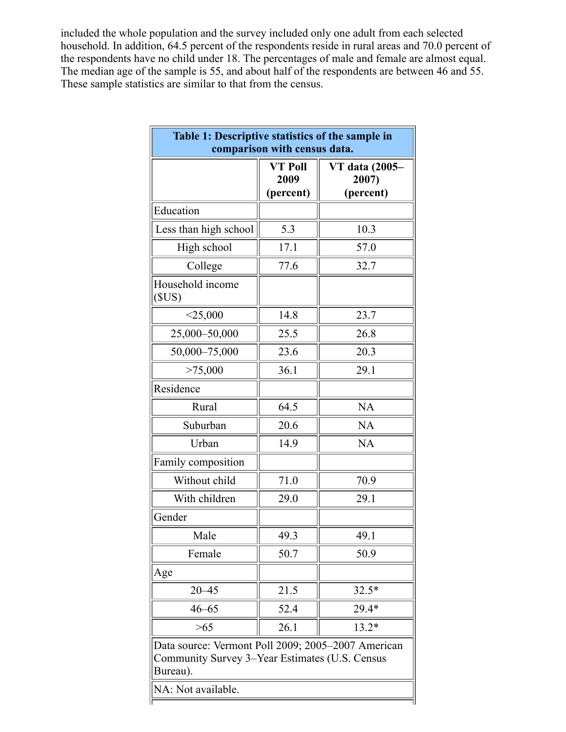included the whole population and the survey included only one adult from each selected household. In addition, 64.5 percent of the respondents reside in rural areas and 70.0 percent of the respondents have no child under 18. The percentages of male and female are almost equal. The median age of the sample is 55, and about half of the respondents are between 46 and 55. These sample statistics are similar to that from the census.

**Table 1: Descriptive statistics of the sample in comparison with census data.**

| | VT Poll 2009 (percent) | VT data (2005–2007) (percent) |
|---|---|---|
| Education | | |
| Less than high school | 5.3 | 10.3 |
| High school | 17.1 | 57.0 |
| College | 77.6 | 32.7 |
| Household income ($US) | | |
| <25,000 | 14.8 | 23.7 |
| 25,000–50,000 | 25.5 | 26.8 |
| 50,000–75,000 | 23.6 | 20.3 |
| >75,000 | 36.1 | 29.1 |
| Residence | | |
| Rural | 64.5 | NA |
| Suburban | 20.6 | NA |
| Urban | 14.9 | NA |
| Family composition | | |
| Without child | 71.0 | 70.9 |
| With children | 29.0 | 29.1 |
| Gender | | |
| Male | 49.3 | 49.1 |
| Female | 50.7 | 50.9 |
| Age | | |
| 20–45 | 21.5 | 32.5* |
| 46–65 | 52.4 | 29.4* |
| >65 | 26.1 | 13.2* |

Data source: Vermont Poll 2009; 2005–2007 American Community Survey 3–Year Estimates (U.S. Census Bureau).

NA: Not available.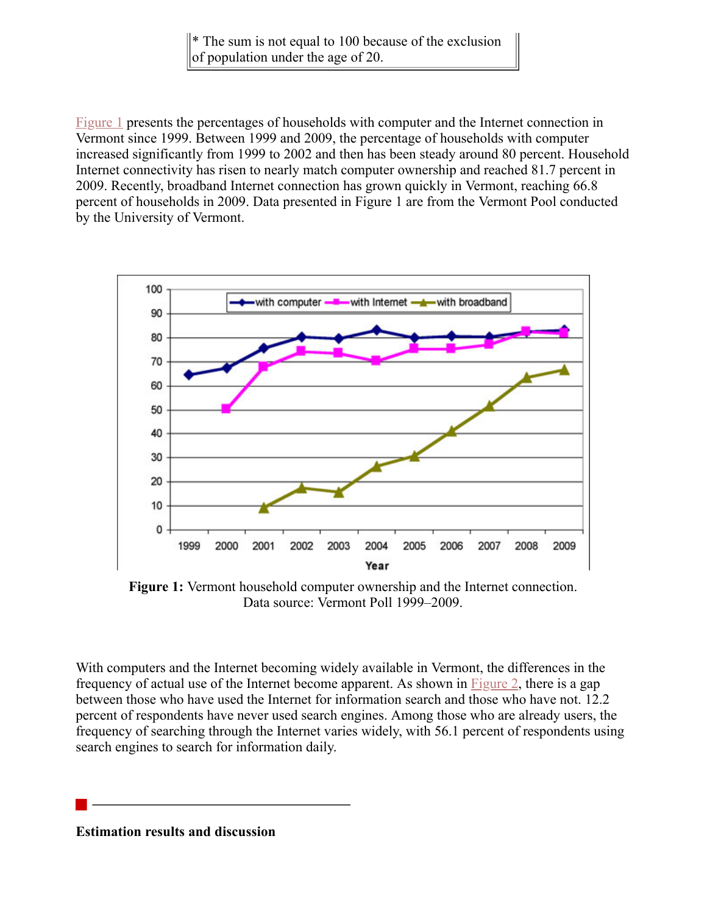* The sum is not equal to 100 because of the exclusion of population under the age of 20.

Figure 1 presents the percentages of households with computer and the Internet connection in Vermont since 1999. Between 1999 and 2009, the percentage of households with computer increased significantly from 1999 to 2002 and then has been steady around 80 percent. Household Internet connectivity has risen to nearly match computer ownership and reached 81.7 percent in 2009. Recently, broadband Internet connection has grown quickly in Vermont, reaching 66.8 percent of households in 2009. Data presented in Figure 1 are from the Vermont Pool conducted by the University of Vermont.

**Figure 1:** Vermont household computer ownership and the Internet connection.
Data source: Vermont Poll 1999–2009.

With computers and the Internet becoming widely available in Vermont, the differences in the frequency of actual use of the Internet become apparent. As shown in Figure 2, there is a gap between those who have used the Internet for information search and those who have not. 12.2 percent of respondents have never used search engines. Among those who are already users, the frequency of searching through the Internet varies widely, with 56.1 percent of respondents using search engines to search for information daily.

**Estimation results and discussion**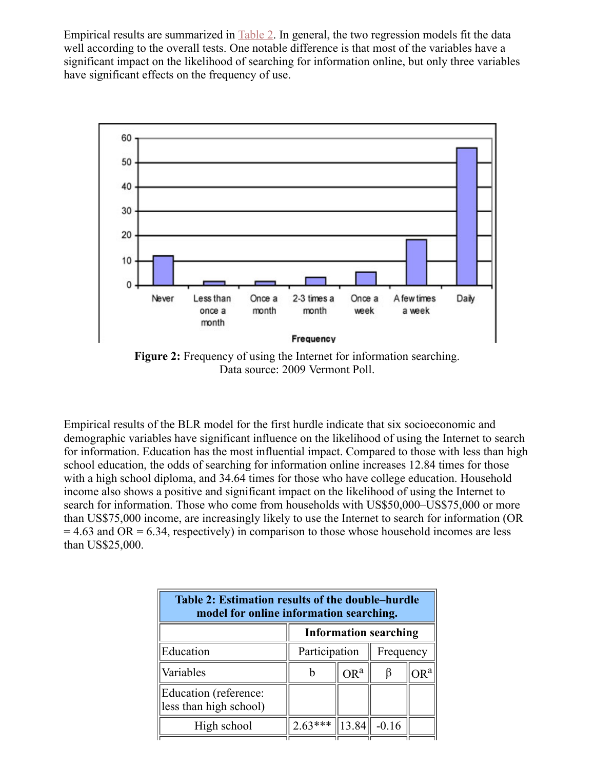Empirical results are summarized in Table 2. In general, the two regression models fit the data well according to the overall tests. One notable difference is that most of the variables have a significant impact on the likelihood of searching for information online, but only three variables have significant effects on the frequency of use.

**Figure 2:** Frequency of using the Internet for information searching.
Data source: 2009 Vermont Poll.

Empirical results of the BLR model for the first hurdle indicate that six socioeconomic and demographic variables have significant influence on the likelihood of using the Internet to search for information. Education has the most influential impact. Compared to those with less than high school education, the odds of searching for information online increases 12.84 times for those with a high school diploma, and 34.64 times for those who have college education. Household income also shows a positive and significant impact on the likelihood of using the Internet to search for information. Those who come from households with US$50,000–US$75,000 or more than US$75,000 income, are increasingly likely to use the Internet to search for information (OR = 4.63 and OR = 6.34, respectively) in comparison to those whose household incomes are less than US$25,000.

**Table 2: Estimation results of the double–hurdle model for online information searching.**

| | Information searching | | | |
|---|---|---|---|---|
| Education | Participation | | Frequency | |
| Variables | b | OR[a] | β | OR[a] |
| Education (reference: less than high school) | | | | |
| High school | 2.63*** | 13.84 | -0.16 | |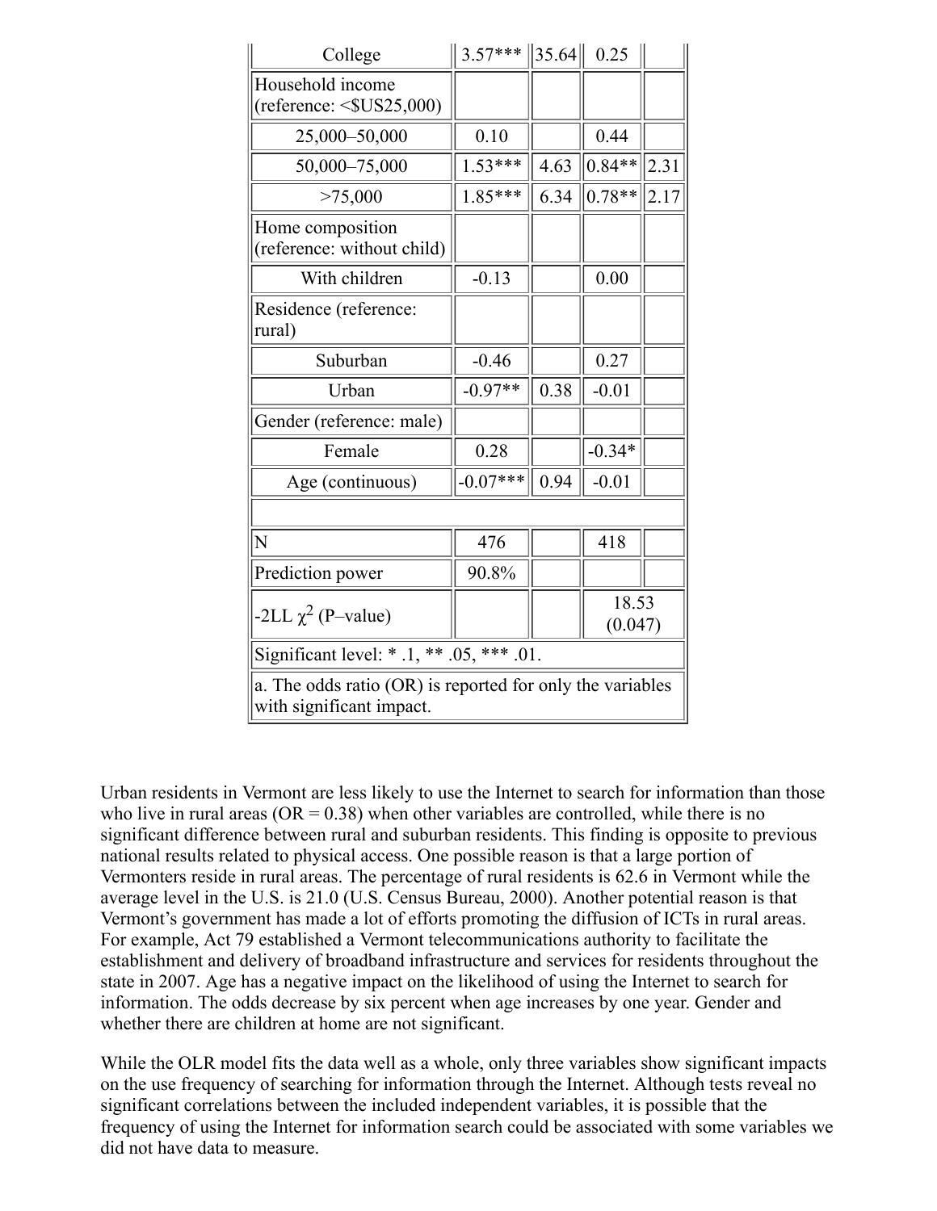| College | 3.57*** | 35.64 | 0.25 | |
|---|---|---|---|---|
| Household income (reference: <$US25,000) | | | | |
| 25,000–50,000 | 0.10 | | 0.44 | |
| 50,000–75,000 | 1.53*** | 4.63 | 0.84** | 2.31 |
| >75,000 | 1.85*** | 6.34 | 0.78** | 2.17 |
| Home composition (reference: without child) | | | | |
| With children | -0.13 | | 0.00 | |
| Residence (reference: rural) | | | | |
| Suburban | -0.46 | | 0.27 | |
| Urban | -0.97** | 0.38 | -0.01 | |
| Gender (reference: male) | | | | |
| Female | 0.28 | | -0.34* | |
| Age (continuous) | -0.07*** | 0.94 | -0.01 | |
| | | | | |
| N | 476 | | 418 | |
| Prediction power | 90.8% | | | |
| -2LL $\chi^2$ (P–value) | | | 18.53 (0.047) | |
| Significant level: * .1, ** .05, *** .01. | | | | |
| a. The odds ratio (OR) is reported for only the variables with significant impact. | | | | |

Urban residents in Vermont are less likely to use the Internet to search for information than those who live in rural areas (OR = 0.38) when other variables are controlled, while there is no significant difference between rural and suburban residents. This finding is opposite to previous national results related to physical access. One possible reason is that a large portion of Vermonters reside in rural areas. The percentage of rural residents is 62.6 in Vermont while the average level in the U.S. is 21.0 (U.S. Census Bureau, 2000). Another potential reason is that Vermont's government has made a lot of efforts promoting the diffusion of ICTs in rural areas. For example, Act 79 established a Vermont telecommunications authority to facilitate the establishment and delivery of broadband infrastructure and services for residents throughout the state in 2007. Age has a negative impact on the likelihood of using the Internet to search for information. The odds decrease by six percent when age increases by one year. Gender and whether there are children at home are not significant.

While the OLR model fits the data well as a whole, only three variables show significant impacts on the use frequency of searching for information through the Internet. Although tests reveal no significant correlations between the included independent variables, it is possible that the frequency of using the Internet for information search could be associated with some variables we did not have data to measure.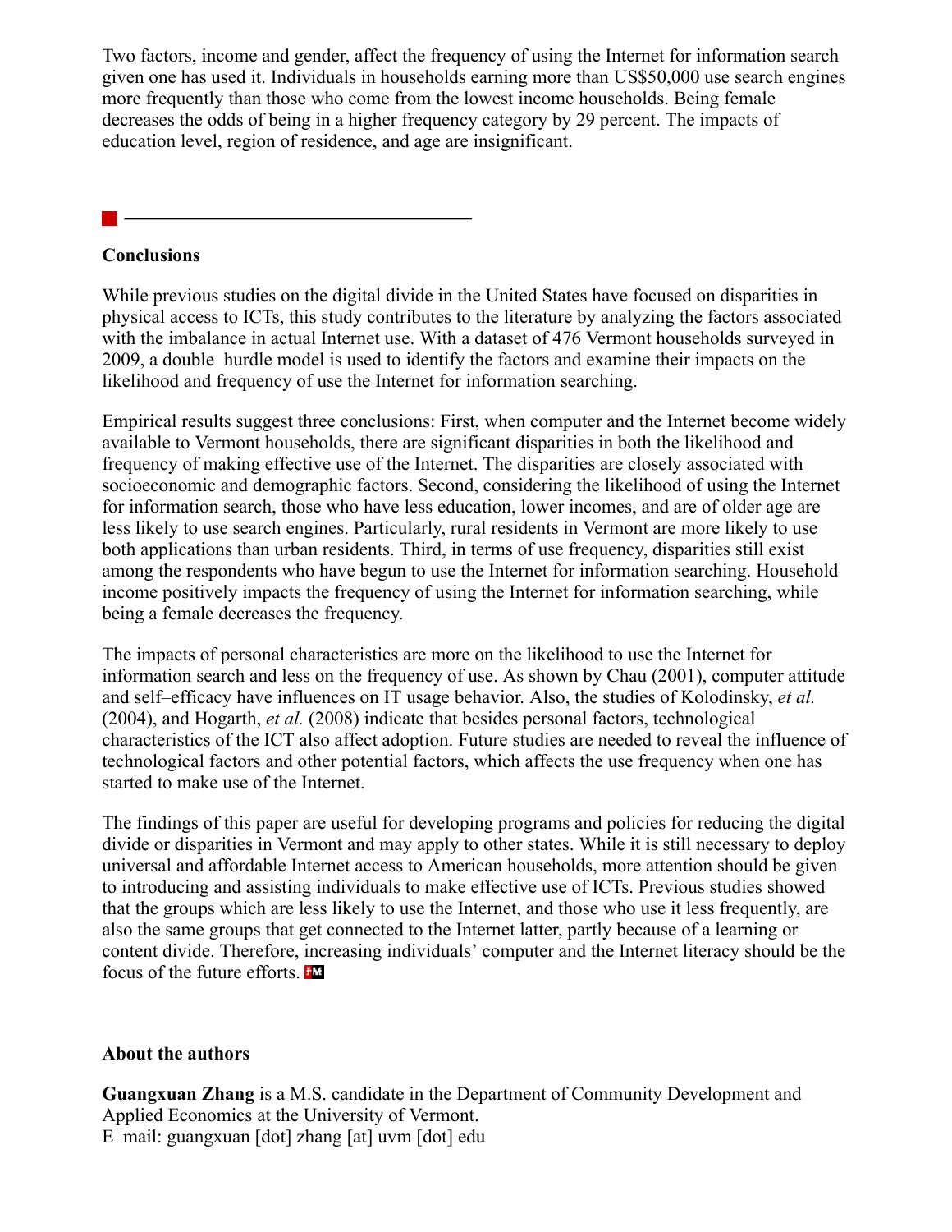Two factors, income and gender, affect the frequency of using the Internet for information search given one has used it. Individuals in households earning more than US$50,000 use search engines more frequently than those who come from the lowest income households. Being female decreases the odds of being in a higher frequency category by 29 percent. The impacts of education level, region of residence, and age are insignificant.

## Conclusions

While previous studies on the digital divide in the United States have focused on disparities in physical access to ICTs, this study contributes to the literature by analyzing the factors associated with the imbalance in actual Internet use. With a dataset of 476 Vermont households surveyed in 2009, a double–hurdle model is used to identify the factors and examine their impacts on the likelihood and frequency of use the Internet for information searching.

Empirical results suggest three conclusions: First, when computer and the Internet become widely available to Vermont households, there are significant disparities in both the likelihood and frequency of making effective use of the Internet. The disparities are closely associated with socioeconomic and demographic factors. Second, considering the likelihood of using the Internet for information search, those who have less education, lower incomes, and are of older age are less likely to use search engines. Particularly, rural residents in Vermont are more likely to use both applications than urban residents. Third, in terms of use frequency, disparities still exist among the respondents who have begun to use the Internet for information searching. Household income positively impacts the frequency of using the Internet for information searching, while being a female decreases the frequency.

The impacts of personal characteristics are more on the likelihood to use the Internet for information search and less on the frequency of use. As shown by Chau (2001), computer attitude and self–efficacy have influences on IT usage behavior. Also, the studies of Kolodinsky, *et al.* (2004), and Hogarth, *et al.* (2008) indicate that besides personal factors, technological characteristics of the ICT also affect adoption. Future studies are needed to reveal the influence of technological factors and other potential factors, which affects the use frequency when one has started to make use of the Internet.

The findings of this paper are useful for developing programs and policies for reducing the digital divide or disparities in Vermont and may apply to other states. While it is still necessary to deploy universal and affordable Internet access to American households, more attention should be given to introducing and assisting individuals to make effective use of ICTs. Previous studies showed that the groups which are less likely to use the Internet, and those who use it less frequently, are also the same groups that get connected to the Internet latter, partly because of a learning or content divide. Therefore, increasing individuals' computer and the Internet literacy should be the focus of the future efforts.

## About the authors

**Guangxuan Zhang** is a M.S. candidate in the Department of Community Development and Applied Economics at the University of Vermont.
E–mail: guangxuan [dot] zhang [at] uvm [dot] edu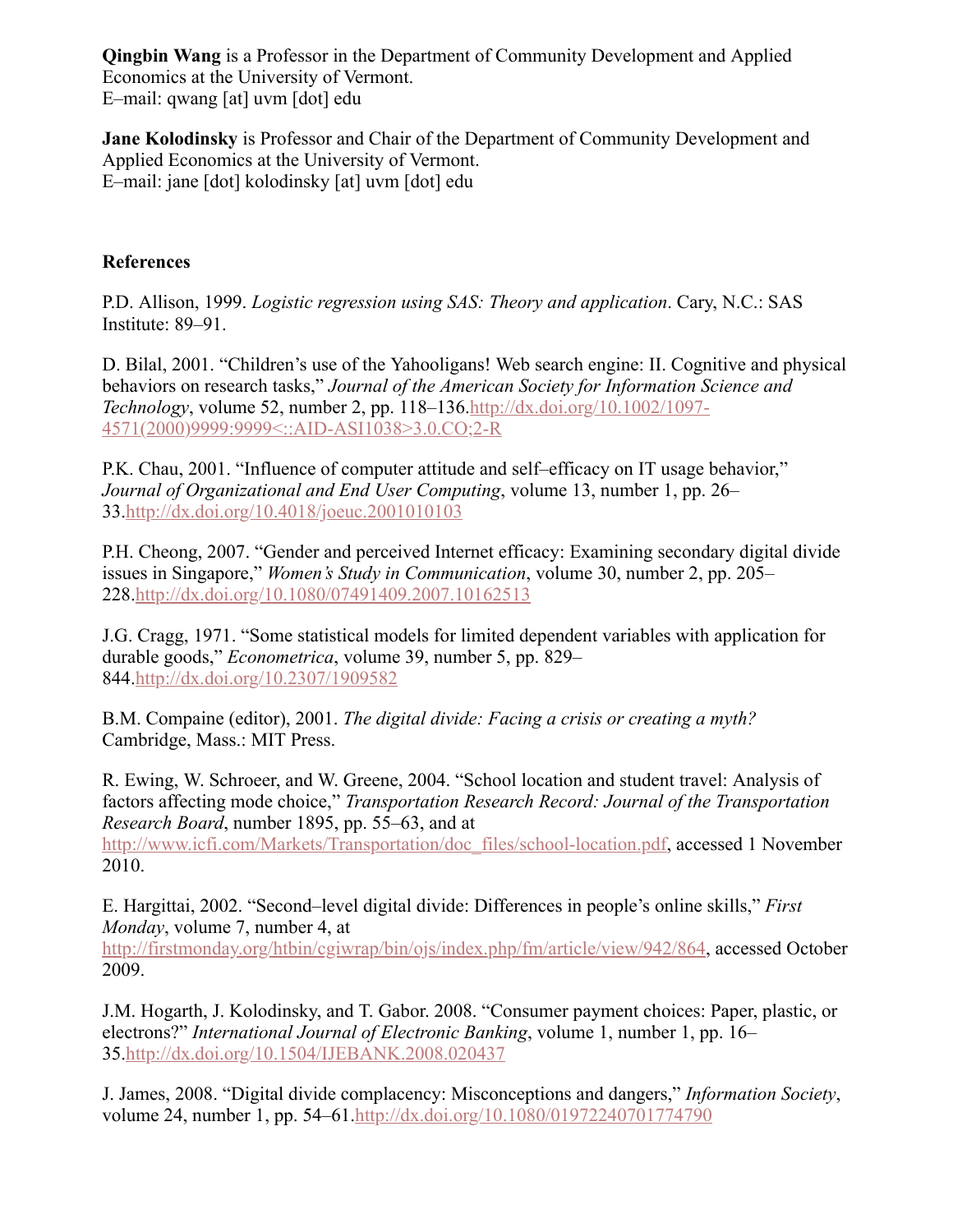**Qingbin Wang** is a Professor in the Department of Community Development and Applied Economics at the University of Vermont.
E–mail: qwang [at] uvm [dot] edu

**Jane Kolodinsky** is Professor and Chair of the Department of Community Development and Applied Economics at the University of Vermont.
E–mail: jane [dot] kolodinsky [at] uvm [dot] edu

**References**

P.D. Allison, 1999. *Logistic regression using SAS: Theory and application*. Cary, N.C.: SAS Institute: 89–91.

D. Bilal, 2001. "Children's use of the Yahooligans! Web search engine: II. Cognitive and physical behaviors on research tasks," *Journal of the American Society for Information Science and Technology*, volume 52, number 2, pp. 118–136.http://dx.doi.org/10.1002/1097-4571(2000)9999:9999<::AID-ASI1038>3.0.CO;2-R

P.K. Chau, 2001. "Influence of computer attitude and self–efficacy on IT usage behavior," *Journal of Organizational and End User Computing*, volume 13, number 1, pp. 26–33.http://dx.doi.org/10.4018/joeuc.2001010103

P.H. Cheong, 2007. "Gender and perceived Internet efficacy: Examining secondary digital divide issues in Singapore," *Women's Study in Communication*, volume 30, number 2, pp. 205–228.http://dx.doi.org/10.1080/07491409.2007.10162513

J.G. Cragg, 1971. "Some statistical models for limited dependent variables with application for durable goods," *Econometrica*, volume 39, number 5, pp. 829–844.http://dx.doi.org/10.2307/1909582

B.M. Compaine (editor), 2001. *The digital divide: Facing a crisis or creating a myth?* Cambridge, Mass.: MIT Press.

R. Ewing, W. Schroeer, and W. Greene, 2004. "School location and student travel: Analysis of factors affecting mode choice," *Transportation Research Record: Journal of the Transportation Research Board*, number 1895, pp. 55–63, and at http://www.icfi.com/Markets/Transportation/doc_files/school-location.pdf, accessed 1 November 2010.

E. Hargittai, 2002. "Second–level digital divide: Differences in people's online skills," *First Monday*, volume 7, number 4, at http://firstmonday.org/htbin/cgiwrap/bin/ojs/index.php/fm/article/view/942/864, accessed October 2009.

J.M. Hogarth, J. Kolodinsky, and T. Gabor. 2008. "Consumer payment choices: Paper, plastic, or electrons?" *International Journal of Electronic Banking*, volume 1, number 1, pp. 16–35.http://dx.doi.org/10.1504/IJEBANK.2008.020437

J. James, 2008. "Digital divide complacency: Misconceptions and dangers," *Information Society*, volume 24, number 1, pp. 54–61.http://dx.doi.org/10.1080/01972240701774790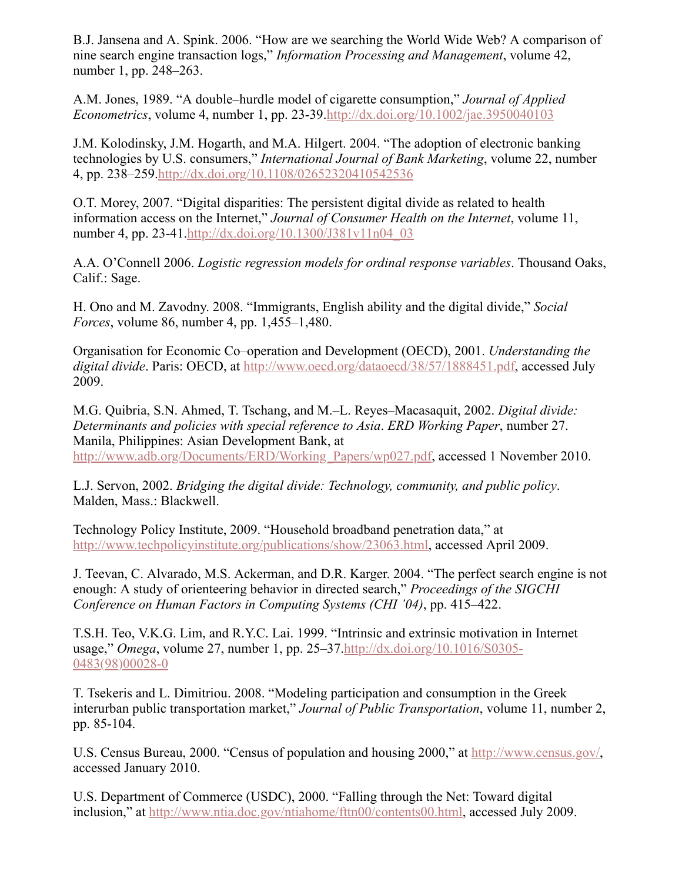B.J. Jansena and A. Spink. 2006. "How are we searching the World Wide Web? A comparison of nine search engine transaction logs," *Information Processing and Management*, volume 42, number 1, pp. 248–263.

A.M. Jones, 1989. "A double–hurdle model of cigarette consumption," *Journal of Applied Econometrics*, volume 4, number 1, pp. 23-39.http://dx.doi.org/10.1002/jae.3950040103

J.M. Kolodinsky, J.M. Hogarth, and M.A. Hilgert. 2004. "The adoption of electronic banking technologies by U.S. consumers," *International Journal of Bank Marketing*, volume 22, number 4, pp. 238–259.http://dx.doi.org/10.1108/02652320410542536

O.T. Morey, 2007. "Digital disparities: The persistent digital divide as related to health information access on the Internet," *Journal of Consumer Health on the Internet*, volume 11, number 4, pp. 23-41.http://dx.doi.org/10.1300/J381v11n04_03

A.A. O'Connell 2006. *Logistic regression models for ordinal response variables*. Thousand Oaks, Calif.: Sage.

H. Ono and M. Zavodny. 2008. "Immigrants, English ability and the digital divide," *Social Forces*, volume 86, number 4, pp. 1,455–1,480.

Organisation for Economic Co–operation and Development (OECD), 2001. *Understanding the digital divide*. Paris: OECD, at http://www.oecd.org/dataoecd/38/57/1888451.pdf, accessed July 2009.

M.G. Quibria, S.N. Ahmed, T. Tschang, and M.–L. Reyes–Macasaquit, 2002. *Digital divide: Determinants and policies with special reference to Asia*. *ERD Working Paper*, number 27. Manila, Philippines: Asian Development Bank, at http://www.adb.org/Documents/ERD/Working_Papers/wp027.pdf, accessed 1 November 2010.

L.J. Servon, 2002. *Bridging the digital divide: Technology, community, and public policy*. Malden, Mass.: Blackwell.

Technology Policy Institute, 2009. "Household broadband penetration data," at http://www.techpolicyinstitute.org/publications/show/23063.html, accessed April 2009.

J. Teevan, C. Alvarado, M.S. Ackerman, and D.R. Karger. 2004. "The perfect search engine is not enough: A study of orienteering behavior in directed search," *Proceedings of the SIGCHI Conference on Human Factors in Computing Systems (CHI '04)*, pp. 415–422.

T.S.H. Teo, V.K.G. Lim, and R.Y.C. Lai. 1999. "Intrinsic and extrinsic motivation in Internet usage," *Omega*, volume 27, number 1, pp. 25–37.http://dx.doi.org/10.1016/S0305-0483(98)00028-0

T. Tsekeris and L. Dimitriou. 2008. "Modeling participation and consumption in the Greek interurban public transportation market," *Journal of Public Transportation*, volume 11, number 2, pp. 85-104.

U.S. Census Bureau, 2000. "Census of population and housing 2000," at http://www.census.gov/, accessed January 2010.

U.S. Department of Commerce (USDC), 2000. "Falling through the Net: Toward digital inclusion," at http://www.ntia.doc.gov/ntiahome/fttn00/contents00.html, accessed July 2009.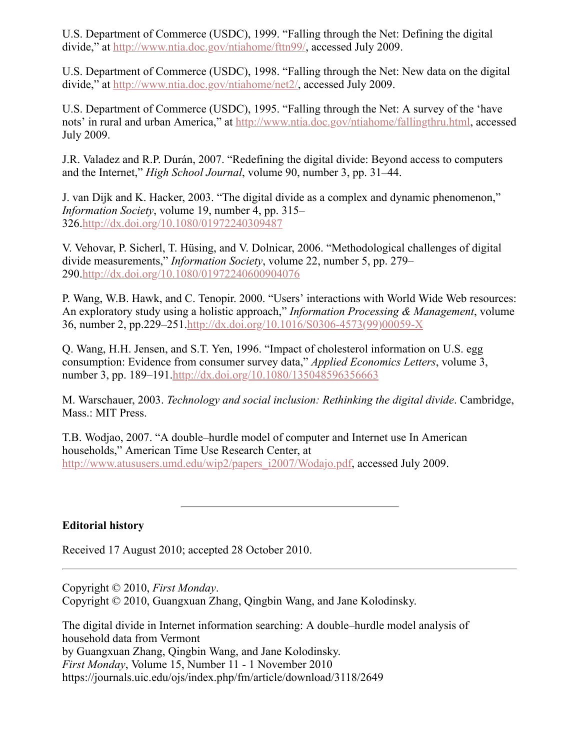U.S. Department of Commerce (USDC), 1999. "Falling through the Net: Defining the digital divide," at http://www.ntia.doc.gov/ntiahome/fttn99/, accessed July 2009.

U.S. Department of Commerce (USDC), 1998. "Falling through the Net: New data on the digital divide," at http://www.ntia.doc.gov/ntiahome/net2/, accessed July 2009.

U.S. Department of Commerce (USDC), 1995. "Falling through the Net: A survey of the 'have nots' in rural and urban America," at http://www.ntia.doc.gov/ntiahome/fallingthru.html, accessed July 2009.

J.R. Valadez and R.P. Durán, 2007. "Redefining the digital divide: Beyond access to computers and the Internet," *High School Journal*, volume 90, number 3, pp. 31–44.

J. van Dijk and K. Hacker, 2003. "The digital divide as a complex and dynamic phenomenon," *Information Society*, volume 19, number 4, pp. 315–326.http://dx.doi.org/10.1080/01972240309487

V. Vehovar, P. Sicherl, T. Hüsing, and V. Dolnicar, 2006. "Methodological challenges of digital divide measurements," *Information Society*, volume 22, number 5, pp. 279–290.http://dx.doi.org/10.1080/01972240600904076

P. Wang, W.B. Hawk, and C. Tenopir. 2000. "Users' interactions with World Wide Web resources: An exploratory study using a holistic approach," *Information Processing & Management*, volume 36, number 2, pp.229–251.http://dx.doi.org/10.1016/S0306-4573(99)00059-X

Q. Wang, H.H. Jensen, and S.T. Yen, 1996. "Impact of cholesterol information on U.S. egg consumption: Evidence from consumer survey data," *Applied Economics Letters*, volume 3, number 3, pp. 189–191.http://dx.doi.org/10.1080/135048596356663

M. Warschauer, 2003. *Technology and social inclusion: Rethinking the digital divide*. Cambridge, Mass.: MIT Press.

T.B. Wodjao, 2007. "A double–hurdle model of computer and Internet use In American households," American Time Use Research Center, at http://www.atususers.umd.edu/wip2/papers_i2007/Wodajo.pdf, accessed July 2009.

---

**Editorial history**

Received 17 August 2010; accepted 28 October 2010.

---

Copyright © 2010, *First Monday*.
Copyright © 2010, Guangxuan Zhang, Qingbin Wang, and Jane Kolodinsky.

The digital divide in Internet information searching: A double–hurdle model analysis of household data from Vermont
by Guangxuan Zhang, Qingbin Wang, and Jane Kolodinsky.
*First Monday*, Volume 15, Number 11 - 1 November 2010
https://journals.uic.edu/ojs/index.php/fm/article/download/3118/2649